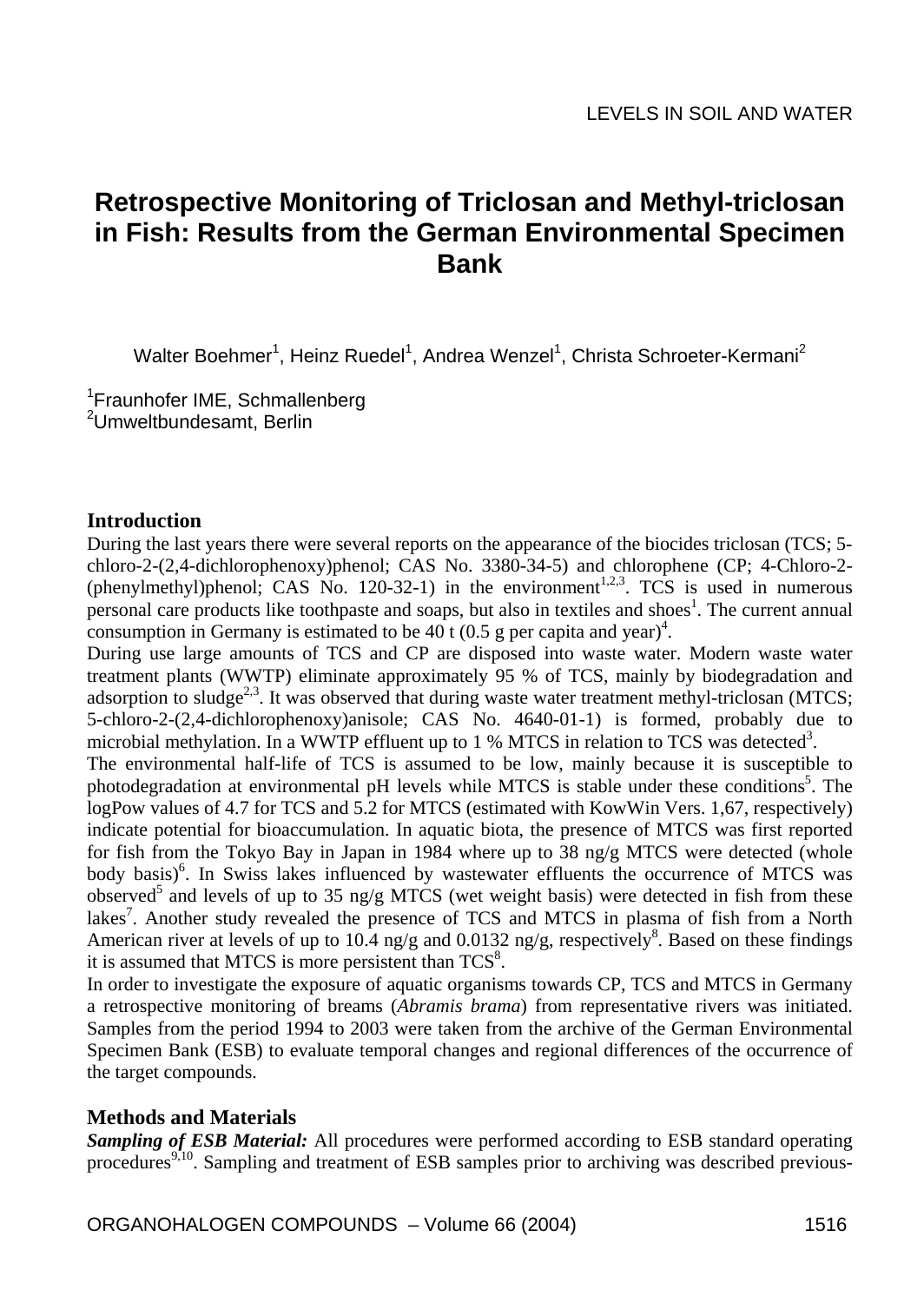# Retrospective Monitoring of Triclosan and Methyl-triclosan in Fish: Results from the German Environmental Specimen Bank

Walter Boehmer[1], Heinz Ruedel[1], Andrea Wenzel[1], Christa Schroeter-Kermani[2]

[1]Fraunhofer IME, Schmallenberg
[2]Umweltbundesamt, Berlin

## Introduction

During the last years there were several reports on the appearance of the biocides triclosan (TCS; 5-chloro-2-(2,4-dichlorophenoxy)phenol; CAS No. 3380-34-5) and chlorophene (CP; 4-Chloro-2-(phenylmethyl)phenol; CAS No. 120-32-1) in the environment[1,2,3]. TCS is used in numerous personal care products like toothpaste and soaps, but also in textiles and shoes[1]. The current annual consumption in Germany is estimated to be 40 t (0.5 g per capita and year)[4].

During use large amounts of TCS and CP are disposed into waste water. Modern waste water treatment plants (WWTP) eliminate approximately 95 % of TCS, mainly by biodegradation and adsorption to sludge[2,3]. It was observed that during waste water treatment methyl-triclosan (MTCS; 5-chloro-2-(2,4-dichlorophenoxy)anisole; CAS No. 4640-01-1) is formed, probably due to microbial methylation. In a WWTP effluent up to 1 % MTCS in relation to TCS was detected[3].

The environmental half-life of TCS is assumed to be low, mainly because it is susceptible to photodegradation at environmental pH levels while MTCS is stable under these conditions[5]. The logPow values of 4.7 for TCS and 5.2 for MTCS (estimated with KowWin Vers. 1,67, respectively) indicate potential for bioaccumulation. In aquatic biota, the presence of MTCS was first reported for fish from the Tokyo Bay in Japan in 1984 where up to 38 ng/g MTCS were detected (whole body basis)[6]. In Swiss lakes influenced by wastewater effluents the occurrence of MTCS was observed[5] and levels of up to 35 ng/g MTCS (wet weight basis) were detected in fish from these lakes[7]. Another study revealed the presence of TCS and MTCS in plasma of fish from a North American river at levels of up to 10.4 ng/g and 0.0132 ng/g, respectively[8]. Based on these findings it is assumed that MTCS is more persistent than TCS[8].

In order to investigate the exposure of aquatic organisms towards CP, TCS and MTCS in Germany a retrospective monitoring of breams (*Abramis brama*) from representative rivers was initiated. Samples from the period 1994 to 2003 were taken from the archive of the German Environmental Specimen Bank (ESB) to evaluate temporal changes and regional differences of the occurrence of the target compounds.

## Methods and Materials

***Sampling of ESB Material:*** All procedures were performed according to ESB standard operating procedures[9,10]. Sampling and treatment of ESB samples prior to archiving was described previous-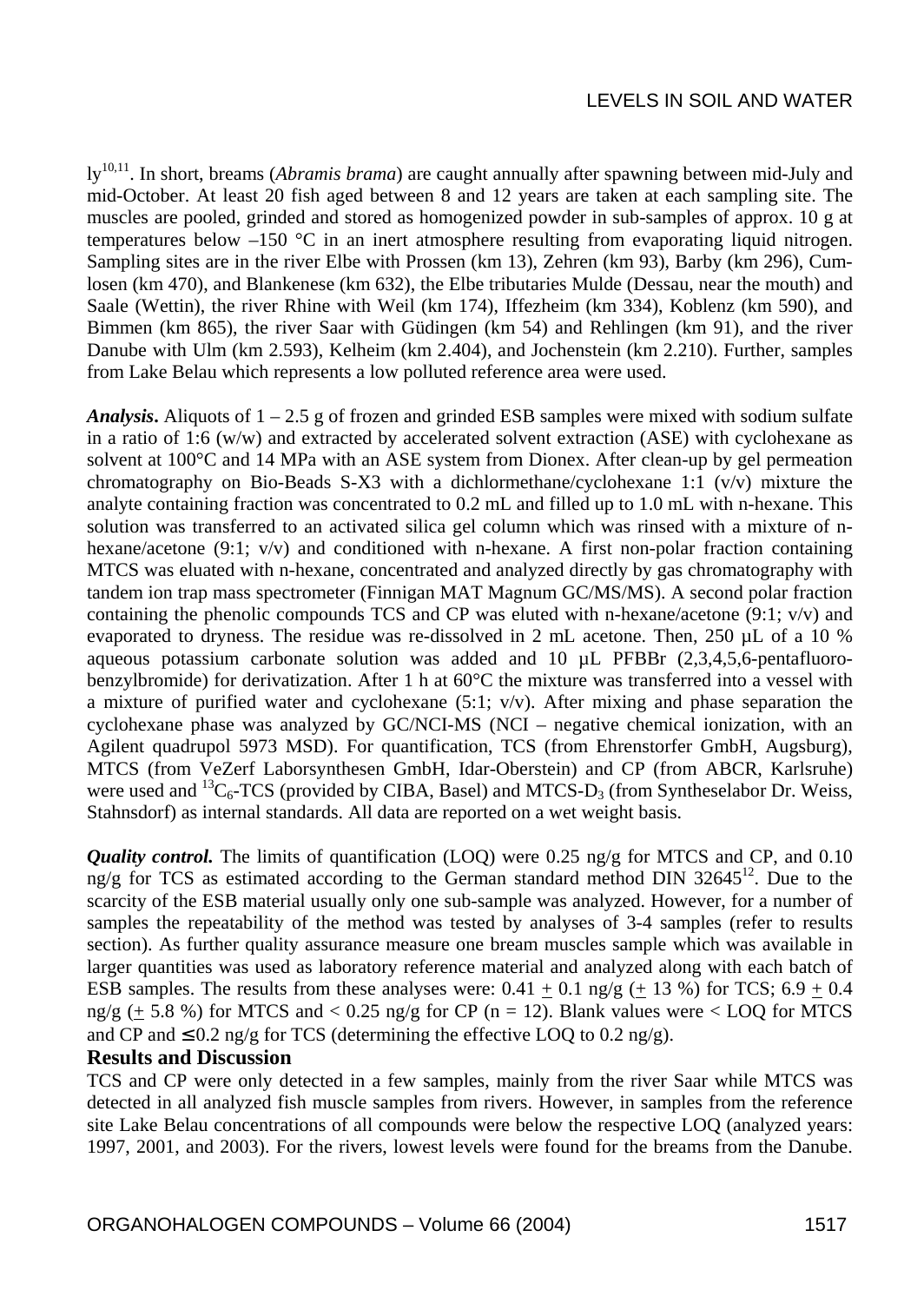ly[10,11]. In short, breams (*Abramis brama*) are caught annually after spawning between mid-July and mid-October. At least 20 fish aged between 8 and 12 years are taken at each sampling site. The muscles are pooled, grinded and stored as homogenized powder in sub-samples of approx. 10 g at temperatures below –150 °C in an inert atmosphere resulting from evaporating liquid nitrogen. Sampling sites are in the river Elbe with Prossen (km 13), Zehren (km 93), Barby (km 296), Cumlosen (km 470), and Blankenese (km 632), the Elbe tributaries Mulde (Dessau, near the mouth) and Saale (Wettin), the river Rhine with Weil (km 174), Iffezheim (km 334), Koblenz (km 590), and Bimmen (km 865), the river Saar with Güdingen (km 54) and Rehlingen (km 91), and the river Danube with Ulm (km 2.593), Kelheim (km 2.404), and Jochenstein (km 2.210). Further, samples from Lake Belau which represents a low polluted reference area were used.

***Analysis*.** Aliquots of 1 – 2.5 g of frozen and grinded ESB samples were mixed with sodium sulfate in a ratio of 1:6 (w/w) and extracted by accelerated solvent extraction (ASE) with cyclohexane as solvent at 100°C and 14 MPa with an ASE system from Dionex. After clean-up by gel permeation chromatography on Bio-Beads S-X3 with a dichlormethane/cyclohexane 1:1 (v/v) mixture the analyte containing fraction was concentrated to 0.2 mL and filled up to 1.0 mL with n-hexane. This solution was transferred to an activated silica gel column which was rinsed with a mixture of n-hexane/acetone (9:1; v/v) and conditioned with n-hexane. A first non-polar fraction containing MTCS was eluated with n-hexane, concentrated and analyzed directly by gas chromatography with tandem ion trap mass spectrometer (Finnigan MAT Magnum GC/MS/MS). A second polar fraction containing the phenolic compounds TCS and CP was eluted with n-hexane/acetone (9:1; v/v) and evaporated to dryness. The residue was re-dissolved in 2 mL acetone. Then, 250 µL of a 10 % aqueous potassium carbonate solution was added and 10 µL PFBBr (2,3,4,5,6-pentafluorobenzylbromide) for derivatization. After 1 h at 60°C the mixture was transferred into a vessel with a mixture of purified water and cyclohexane (5:1; v/v). After mixing and phase separation the cyclohexane phase was analyzed by GC/NCI-MS (NCI – negative chemical ionization, with an Agilent quadrupol 5973 MSD). For quantification, TCS (from Ehrenstorfer GmbH, Augsburg), MTCS (from VeZerf Laborsynthesen GmbH, Idar-Oberstein) and CP (from ABCR, Karlsruhe) were used and $^{13}C_6$-TCS (provided by CIBA, Basel) and MTCS-$D_3$ (from Syntheselabor Dr. Weiss, Stahnsdorf) as internal standards. All data are reported on a wet weight basis.

***Quality control.*** The limits of quantification (LOQ) were 0.25 ng/g for MTCS and CP, and 0.10 ng/g for TCS as estimated according to the German standard method DIN 32645[12]. Due to the scarcity of the ESB material usually only one sub-sample was analyzed. However, for a number of samples the repeatability of the method was tested by analyses of 3-4 samples (refer to results section). As further quality assurance measure one bream muscles sample which was available in larger quantities was used as laboratory reference material and analyzed along with each batch of ESB samples. The results from these analyses were: 0.41 $\pm$ 0.1 ng/g ($\pm$ 13 %) for TCS; 6.9 $\pm$ 0.4 ng/g ($\pm$ 5.8 %) for MTCS and < 0.25 ng/g for CP (n = 12). Blank values were < LOQ for MTCS and CP and ≤ 0.2 ng/g for TCS (determining the effective LOQ to 0.2 ng/g).

## Results and Discussion

TCS and CP were only detected in a few samples, mainly from the river Saar while MTCS was detected in all analyzed fish muscle samples from rivers. However, in samples from the reference site Lake Belau concentrations of all compounds were below the respective LOQ (analyzed years: 1997, 2001, and 2003). For the rivers, lowest levels were found for the breams from the Danube.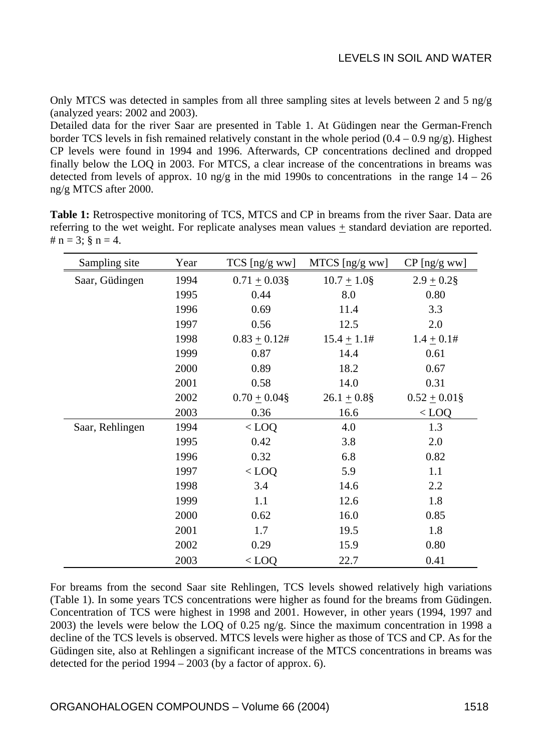Only MTCS was detected in samples from all three sampling sites at levels between 2 and 5 ng/g (analyzed years: 2002 and 2003).

Detailed data for the river Saar are presented in Table 1. At Güdingen near the German-French border TCS levels in fish remained relatively constant in the whole period (0.4 – 0.9 ng/g). Highest CP levels were found in 1994 and 1996. Afterwards, CP concentrations declined and dropped finally below the LOQ in 2003. For MTCS, a clear increase of the concentrations in breams was detected from levels of approx. 10 ng/g in the mid 1990s to concentrations in the range 14 – 26 ng/g MTCS after 2000.

**Table 1:** Retrospective monitoring of TCS, MTCS and CP in breams from the river Saar. Data are referring to the wet weight. For replicate analyses mean values ± standard deviation are reported. # n = 3; § n = 4.

| Sampling site | Year | TCS [ng/g ww] | MTCS [ng/g ww] | CP [ng/g ww] |
|---|---|---|---|---|
| Saar, Güdingen | 1994 | 0.71 ± 0.03§ | 10.7 ± 1.0§ | 2.9 ± 0.2§ |
| | 1995 | 0.44 | 8.0 | 0.80 |
| | 1996 | 0.69 | 11.4 | 3.3 |
| | 1997 | 0.56 | 12.5 | 2.0 |
| | 1998 | 0.83 ± 0.12# | 15.4 ± 1.1# | 1.4 ± 0.1# |
| | 1999 | 0.87 | 14.4 | 0.61 |
| | 2000 | 0.89 | 18.2 | 0.67 |
| | 2001 | 0.58 | 14.0 | 0.31 |
| | 2002 | 0.70 ± 0.04§ | 26.1 ± 0.8§ | 0.52 ± 0.01§ |
| | 2003 | 0.36 | 16.6 | < LOQ |
| Saar, Rehlingen | 1994 | < LOQ | 4.0 | 1.3 |
| | 1995 | 0.42 | 3.8 | 2.0 |
| | 1996 | 0.32 | 6.8 | 0.82 |
| | 1997 | < LOQ | 5.9 | 1.1 |
| | 1998 | 3.4 | 14.6 | 2.2 |
| | 1999 | 1.1 | 12.6 | 1.8 |
| | 2000 | 0.62 | 16.0 | 0.85 |
| | 2001 | 1.7 | 19.5 | 1.8 |
| | 2002 | 0.29 | 15.9 | 0.80 |
| | 2003 | < LOQ | 22.7 | 0.41 |

For breams from the second Saar site Rehlingen, TCS levels showed relatively high variations (Table 1). In some years TCS concentrations were higher as found for the breams from Güdingen. Concentration of TCS were highest in 1998 and 2001. However, in other years (1994, 1997 and 2003) the levels were below the LOQ of 0.25 ng/g. Since the maximum concentration in 1998 a decline of the TCS levels is observed. MTCS levels were higher as those of TCS and CP. As for the Güdingen site, also at Rehlingen a significant increase of the MTCS concentrations in breams was detected for the period 1994 – 2003 (by a factor of approx. 6).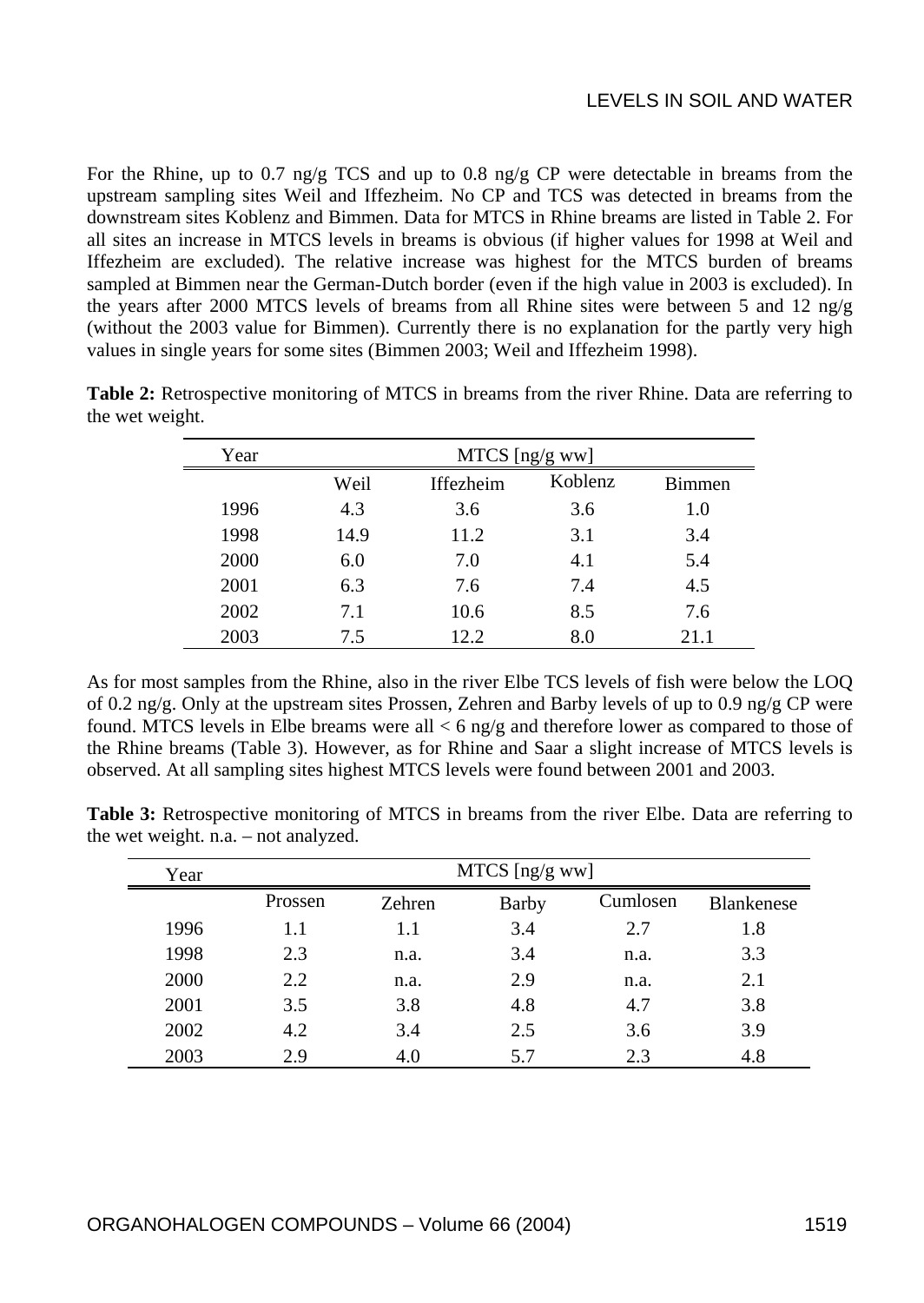For the Rhine, up to 0.7 ng/g TCS and up to 0.8 ng/g CP were detectable in breams from the upstream sampling sites Weil and Iffezheim. No CP and TCS was detected in breams from the downstream sites Koblenz and Bimmen. Data for MTCS in Rhine breams are listed in Table 2. For all sites an increase in MTCS levels in breams is obvious (if higher values for 1998 at Weil and Iffezheim are excluded). The relative increase was highest for the MTCS burden of breams sampled at Bimmen near the German-Dutch border (even if the high value in 2003 is excluded). In the years after 2000 MTCS levels of breams from all Rhine sites were between 5 and 12 ng/g (without the 2003 value for Bimmen). Currently there is no explanation for the partly very high values in single years for some sites (Bimmen 2003; Weil and Iffezheim 1998).

**Table 2:** Retrospective monitoring of MTCS in breams from the river Rhine. Data are referring to the wet weight.

| Year | MTCS [ng/g ww] | | | |
|---|---|---|---|---|
| | Weil | Iffezheim | Koblenz | Bimmen |
| 1996 | 4.3 | 3.6 | 3.6 | 1.0 |
| 1998 | 14.9 | 11.2 | 3.1 | 3.4 |
| 2000 | 6.0 | 7.0 | 4.1 | 5.4 |
| 2001 | 6.3 | 7.6 | 7.4 | 4.5 |
| 2002 | 7.1 | 10.6 | 8.5 | 7.6 |
| 2003 | 7.5 | 12.2 | 8.0 | 21.1 |

As for most samples from the Rhine, also in the river Elbe TCS levels of fish were below the LOQ of 0.2 ng/g. Only at the upstream sites Prossen, Zehren and Barby levels of up to 0.9 ng/g CP were found. MTCS levels in Elbe breams were all < 6 ng/g and therefore lower as compared to those of the Rhine breams (Table 3). However, as for Rhine and Saar a slight increase of MTCS levels is observed. At all sampling sites highest MTCS levels were found between 2001 and 2003.

**Table 3:** Retrospective monitoring of MTCS in breams from the river Elbe. Data are referring to the wet weight. n.a. – not analyzed.

| Year | MTCS [ng/g ww] | | | | |
|---|---|---|---|---|---|
| | Prossen | Zehren | Barby | Cumlosen | Blankenese |
| 1996 | 1.1 | 1.1 | 3.4 | 2.7 | 1.8 |
| 1998 | 2.3 | n.a. | 3.4 | n.a. | 3.3 |
| 2000 | 2.2 | n.a. | 2.9 | n.a. | 2.1 |
| 2001 | 3.5 | 3.8 | 4.8 | 4.7 | 3.8 |
| 2002 | 4.2 | 3.4 | 2.5 | 3.6 | 3.9 |
| 2003 | 2.9 | 4.0 | 5.7 | 2.3 | 4.8 |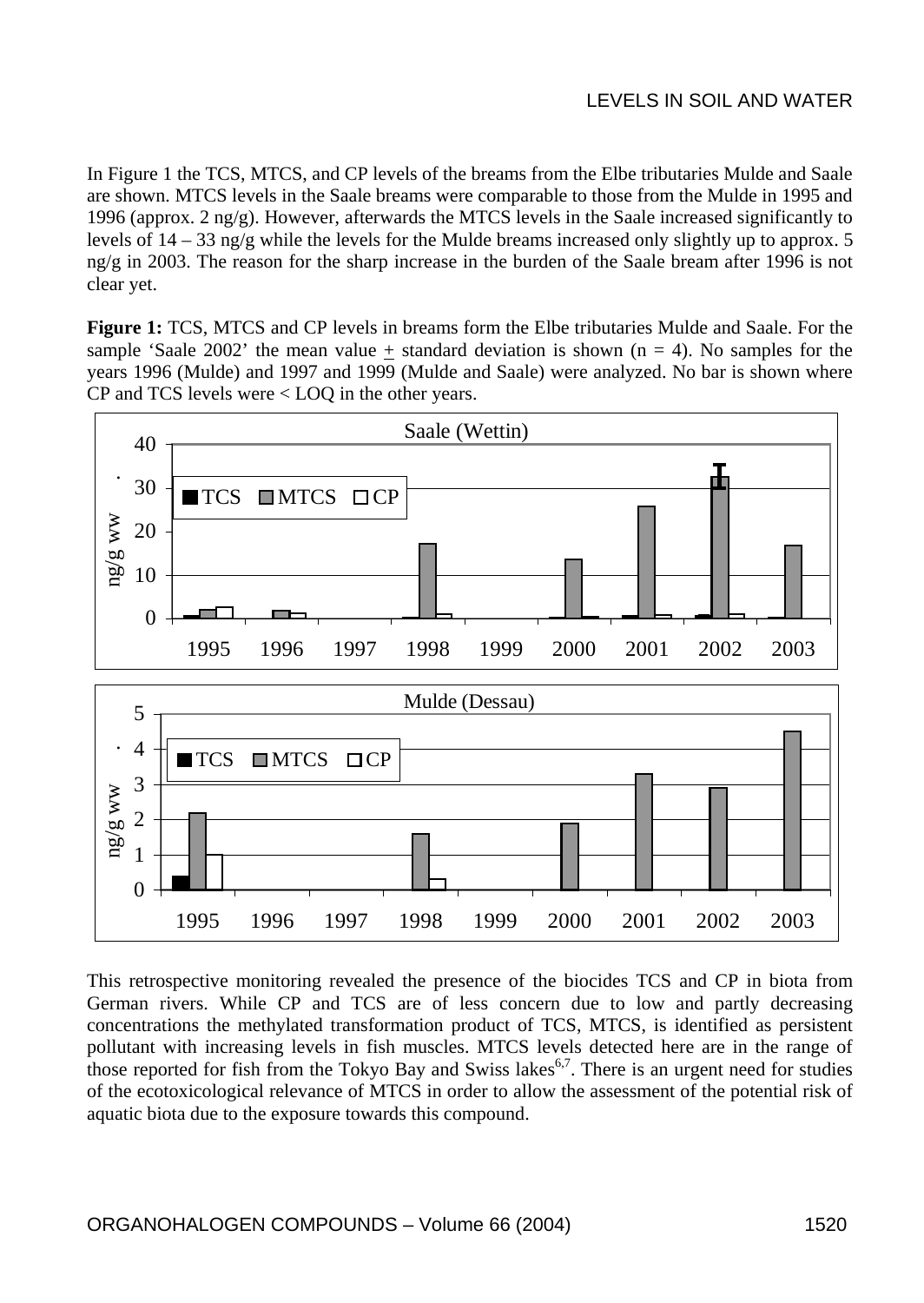In Figure 1 the TCS, MTCS, and CP levels of the breams from the Elbe tributaries Mulde and Saale are shown. MTCS levels in the Saale breams were comparable to those from the Mulde in 1995 and 1996 (approx. 2 ng/g). However, afterwards the MTCS levels in the Saale increased significantly to levels of 14 – 33 ng/g while the levels for the Mulde breams increased only slightly up to approx. 5 ng/g in 2003. The reason for the sharp increase in the burden of the Saale bream after 1996 is not clear yet.

**Figure 1:** TCS, MTCS and CP levels in breams form the Elbe tributaries Mulde and Saale. For the sample 'Saale 2002' the mean value ± standard deviation is shown (n = 4). No samples for the years 1996 (Mulde) and 1997 and 1999 (Mulde and Saale) were analyzed. No bar is shown where CP and TCS levels were < LOQ in the other years.

This retrospective monitoring revealed the presence of the biocides TCS and CP in biota from German rivers. While CP and TCS are of less concern due to low and partly decreasing concentrations the methylated transformation product of TCS, MTCS, is identified as persistent pollutant with increasing levels in fish muscles. MTCS levels detected here are in the range of those reported for fish from the Tokyo Bay and Swiss lakes[6,7]. There is an urgent need for studies of the ecotoxicological relevance of MTCS in order to allow the assessment of the potential risk of aquatic biota due to the exposure towards this compound.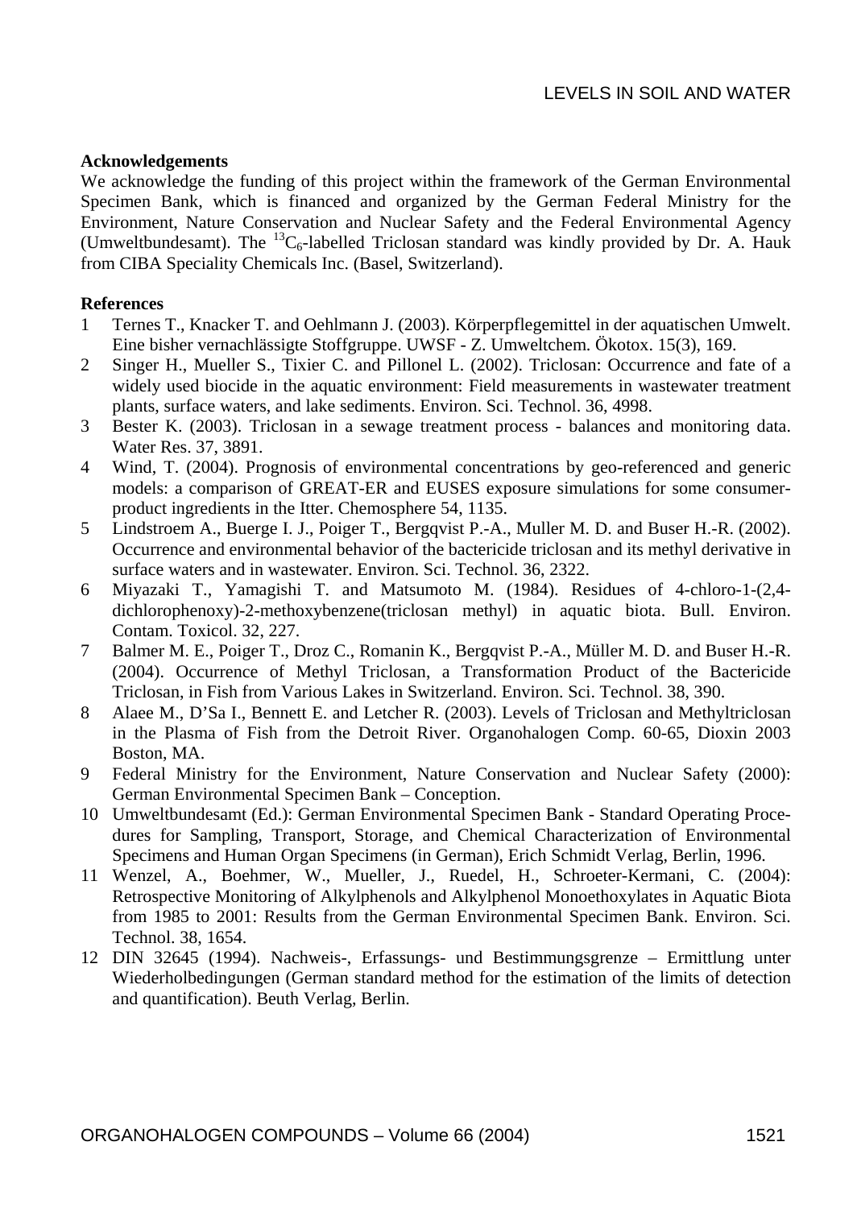**Acknowledgements**

We acknowledge the funding of this project within the framework of the German Environmental Specimen Bank, which is financed and organized by the German Federal Ministry for the Environment, Nature Conservation and Nuclear Safety and the Federal Environmental Agency (Umweltbundesamt). The $^{13}C_6$-labelled Triclosan standard was kindly provided by Dr. A. Hauk from CIBA Speciality Chemicals Inc. (Basel, Switzerland).

**References**

1. Ternes T., Knacker T. and Oehlmann J. (2003). Körperpflegemittel in der aquatischen Umwelt. Eine bisher vernachlässigte Stoffgruppe. UWSF - Z. Umweltchem. Ökotox. 15(3), 169.
2. Singer H., Mueller S., Tixier C. and Pillonel L. (2002). Triclosan: Occurrence and fate of a widely used biocide in the aquatic environment: Field measurements in wastewater treatment plants, surface waters, and lake sediments. Environ. Sci. Technol. 36, 4998.
3. Bester K. (2003). Triclosan in a sewage treatment process - balances and monitoring data. Water Res. 37, 3891.
4. Wind, T. (2004). Prognosis of environmental concentrations by geo-referenced and generic models: a comparison of GREAT-ER and EUSES exposure simulations for some consumer-product ingredients in the Itter. Chemosphere 54, 1135.
5. Lindstroem A., Buerge I. J., Poiger T., Bergqvist P.-A., Muller M. D. and Buser H.-R. (2002). Occurrence and environmental behavior of the bactericide triclosan and its methyl derivative in surface waters and in wastewater. Environ. Sci. Technol. 36, 2322.
6. Miyazaki T., Yamagishi T. and Matsumoto M. (1984). Residues of 4-chloro-1-(2,4-dichlorophenoxy)-2-methoxybenzene(triclosan methyl) in aquatic biota. Bull. Environ. Contam. Toxicol. 32, 227.
7. Balmer M. E., Poiger T., Droz C., Romanin K., Bergqvist P.-A., Müller M. D. and Buser H.-R. (2004). Occurrence of Methyl Triclosan, a Transformation Product of the Bactericide Triclosan, in Fish from Various Lakes in Switzerland. Environ. Sci. Technol. 38, 390.
8. Alaee M., D'Sa I., Bennett E. and Letcher R. (2003). Levels of Triclosan and Methyltriclosan in the Plasma of Fish from the Detroit River. Organohalogen Comp. 60-65, Dioxin 2003 Boston, MA.
9. Federal Ministry for the Environment, Nature Conservation and Nuclear Safety (2000): German Environmental Specimen Bank – Conception.
10. Umweltbundesamt (Ed.): German Environmental Specimen Bank - Standard Operating Procedures for Sampling, Transport, Storage, and Chemical Characterization of Environmental Specimens and Human Organ Specimens (in German), Erich Schmidt Verlag, Berlin, 1996.
11. Wenzel, A., Boehmer, W., Mueller, J., Ruedel, H., Schroeter-Kermani, C. (2004): Retrospective Monitoring of Alkylphenols and Alkylphenol Monoethoxylates in Aquatic Biota from 1985 to 2001: Results from the German Environmental Specimen Bank. Environ. Sci. Technol. 38, 1654.
12. DIN 32645 (1994). Nachweis-, Erfassungs- und Bestimmungsgrenze – Ermittlung unter Wiederholbedingungen (German standard method for the estimation of the limits of detection and quantification). Beuth Verlag, Berlin.